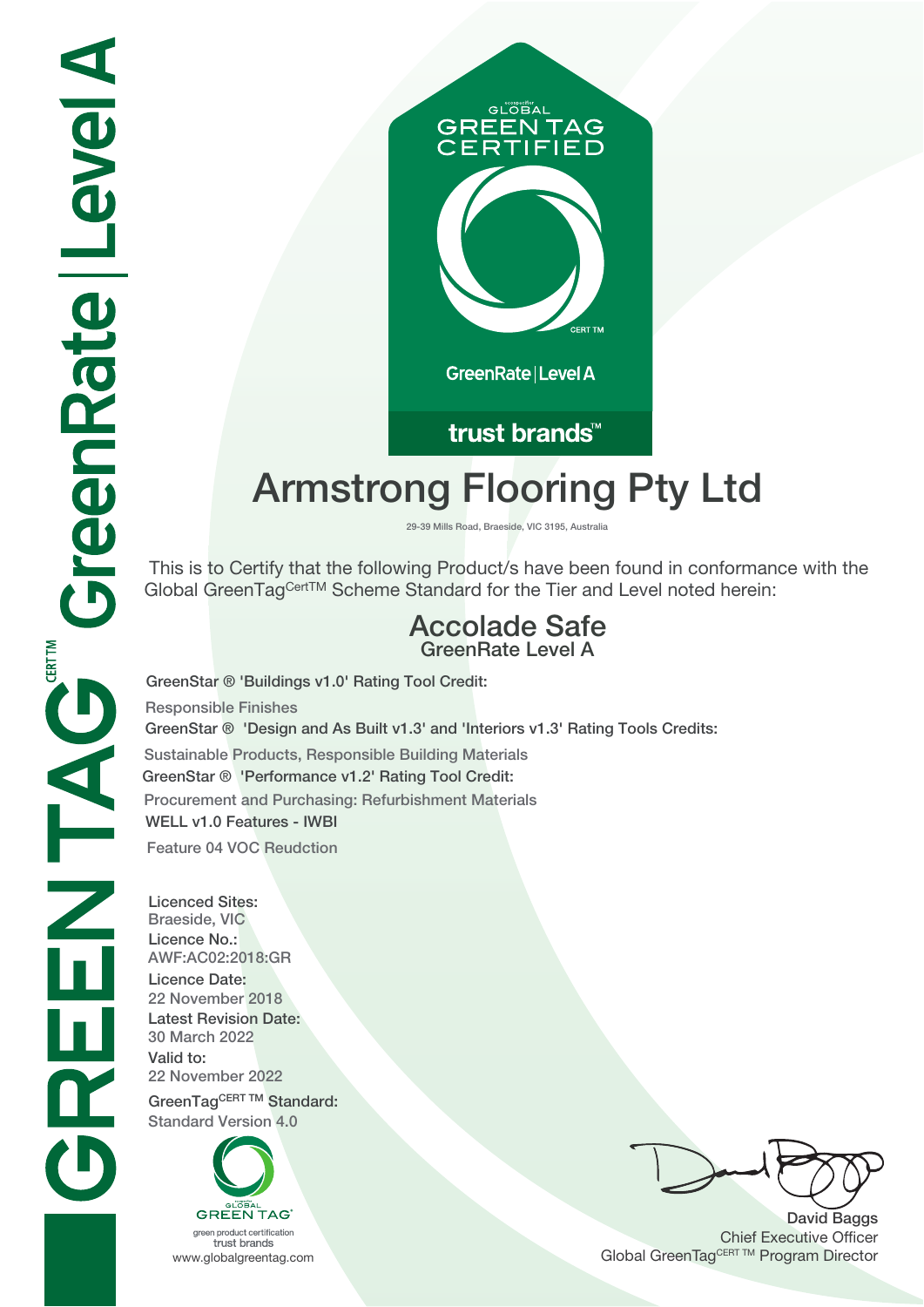GLOBAL GREEN TAG CERTIFIED

CERT TM

GreenRate | Level A

trust brands™

# Armstrong Flooring Pty Ltd

29-39 Mills Road, Braeside, VIC 3195, Australia

This is to Certify that the following Product/s have been found in conformance with the Global GreenTag[CertTM] Scheme Standard for the Tier and Level noted herein:

## Accolade Safe
### GreenRate Level A

GreenStar ® 'Buildings v1.0' Rating Tool Credit:

Responsible Finishes

GreenStar ® 'Design and As Built v1.3' and 'Interiors v1.3' Rating Tools Credits:

Sustainable Products, Responsible Building Materials

GreenStar ® 'Performance v1.2' Rating Tool Credit:

Procurement and Purchasing: Refurbishment Materials

WELL v1.0 Features - IWBI

Feature 04 VOC Reudction

Licenced Sites:
Braeside, VIC

Licence No.:
AWF:AC02:2018:GR

Licence Date:
22 November 2018

Latest Revision Date:
30 March 2022

Valid to:
22 November 2022

GreenTag[CERT TM] Standard:
Standard Version 4.0

GLOBAL GREEN TAG
green product certification
trust brands
www.globalgreentag.com

David Baggs
Chief Executive Officer
Global GreenTag[CERT TM] Program Director

GREENTAG[CERT TM] GreenRate | Level A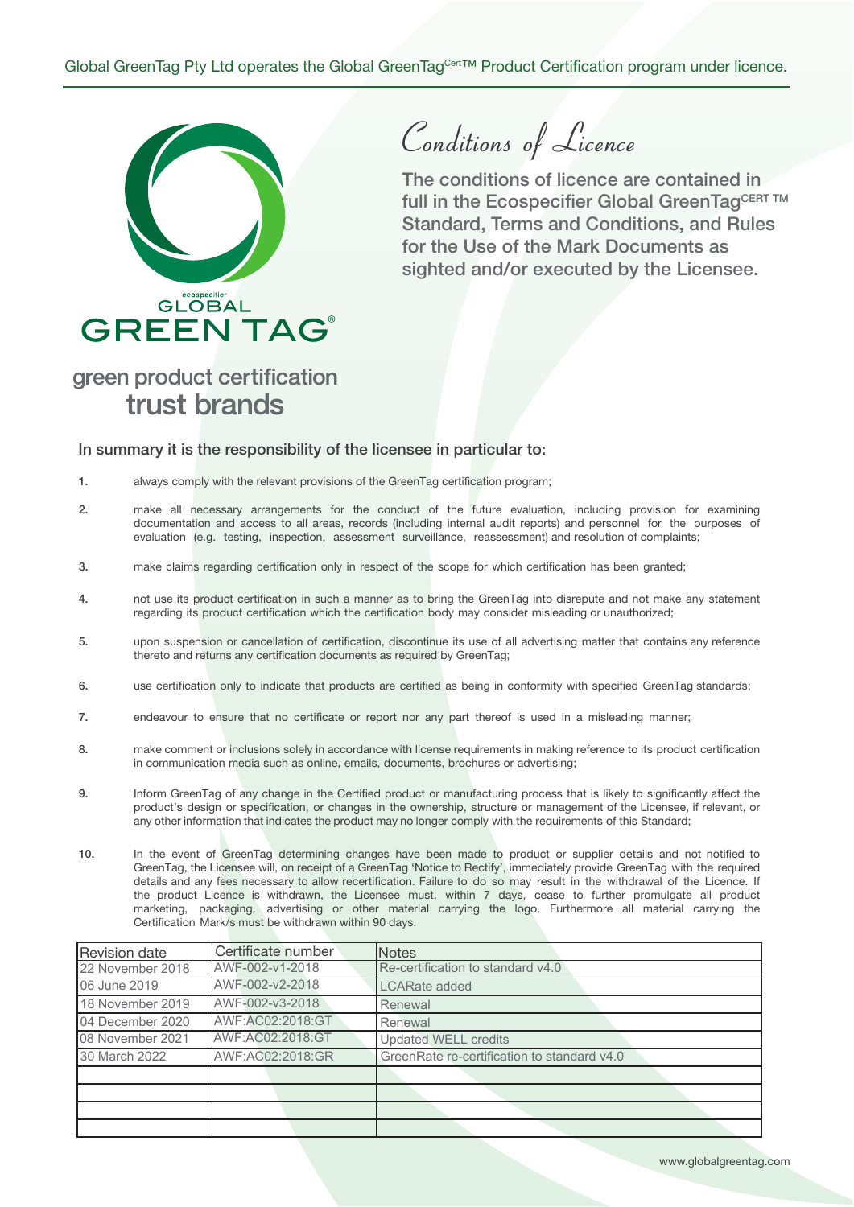Global GreenTag Pty Ltd operates the Global GreenTag[Cert™] Product Certification program under licence.

ecospecifier
GLOBAL
GREEN TAG®

green product certification
trust brands

# Conditions of Licence

**The conditions of licence are contained in full in the Ecospecifier Global GreenTag[CERT TM] Standard, Terms and Conditions, and Rules for the Use of the Mark Documents as sighted and/or executed by the Licensee.**

## In summary it is the responsibility of the licensee in particular to:

1. always comply with the relevant provisions of the GreenTag certification program;

2. make all necessary arrangements for the conduct of the future evaluation, including provision for examining documentation and access to all areas, records (including internal audit reports) and personnel for the purposes of evaluation (e.g. testing, inspection, assessment surveillance, reassessment) and resolution of complaints;

3. make claims regarding certification only in respect of the scope for which certification has been granted;

4. not use its product certification in such a manner as to bring the GreenTag into disrepute and not make any statement regarding its product certification which the certification body may consider misleading or unauthorized;

5. upon suspension or cancellation of certification, discontinue its use of all advertising matter that contains any reference thereto and returns any certification documents as required by GreenTag;

6. use certification only to indicate that products are certified as being in conformity with specified GreenTag standards;

7. endeavour to ensure that no certificate or report nor any part thereof is used in a misleading manner;

8. make comment or inclusions solely in accordance with license requirements in making reference to its product certification in communication media such as online, emails, documents, brochures or advertising;

9. Inform GreenTag of any change in the Certified product or manufacturing process that is likely to significantly affect the product's design or specification, or changes in the ownership, structure or management of the Licensee, if relevant, or any other information that indicates the product may no longer comply with the requirements of this Standard;

10. In the event of GreenTag determining changes have been made to product or supplier details and not notified to GreenTag, the Licensee will, on receipt of a GreenTag 'Notice to Rectify', immediately provide GreenTag with the required details and any fees necessary to allow recertification. Failure to do so may result in the withdrawal of the Licence. If the product Licence is withdrawn, the Licensee must, within 7 days, cease to further promulgate all product marketing, packaging, advertising or other material carrying the logo. Furthermore all material carrying the Certification Mark/s must be withdrawn within 90 days.

| Revision date | Certificate number | Notes |
|---|---|---|
| 22 November 2018 | AWF-002-v1-2018 | Re-certification to standard v4.0 |
| 06 June 2019 | AWF-002-v2-2018 | LCARate added |
| 18 November 2019 | AWF-002-v3-2018 | Renewal |
| 04 December 2020 | AWF:AC02:2018:GT | Renewal |
| 08 November 2021 | AWF:AC02:2018:GT | Updated WELL credits |
| 30 March 2022 | AWF:AC02:2018:GR | GreenRate re-certification to standard v4.0 |
| | | |
| | | |
| | | |
| | | |

www.globalgreentag.com